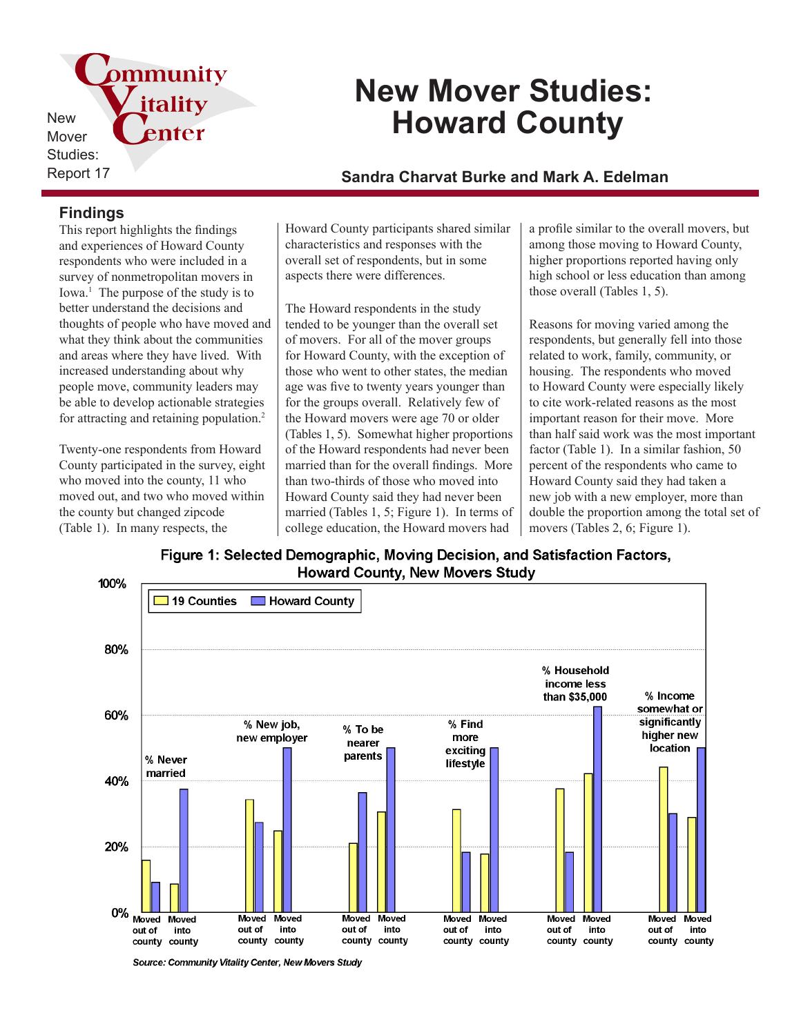New Mover Studies: Report 17

# New Mover Studies: Howard County

**Sandra Charvat Burke and Mark A. Edelman**

## Findings

This report highlights the findings and experiences of Howard County respondents who were included in a survey of nonmetropolitan movers in Iowa.[1] The purpose of the study is to better understand the decisions and thoughts of people who have moved and what they think about the communities and areas where they have lived. With increased understanding about why people move, community leaders may be able to develop actionable strategies for attracting and retaining population.[2]

Twenty-one respondents from Howard County participated in the survey, eight who moved into the county, 11 who moved out, and two who moved within the county but changed zipcode (Table 1). In many respects, the Howard County participants shared similar characteristics and responses with the overall set of respondents, but in some aspects there were differences.

The Howard respondents in the study tended to be younger than the overall set of movers. For all of the mover groups for Howard County, with the exception of those who went to other states, the median age was five to twenty years younger than for the groups overall. Relatively few of the Howard movers were age 70 or older (Tables 1, 5). Somewhat higher proportions of the Howard respondents had never been married than for the overall findings. More than two-thirds of those who moved into Howard County said they had never been married (Tables 1, 5; Figure 1). In terms of college education, the Howard movers had a profile similar to the overall movers, but among those moving to Howard County, higher proportions reported having only high school or less education than among those overall (Tables 1, 5).

Reasons for moving varied among the respondents, but generally fell into those related to work, family, community, or housing. The respondents who moved to Howard County were especially likely to cite work-related reasons as the most important reason for their move. More than half said work was the most important factor (Table 1). In a similar fashion, 50 percent of the respondents who came to Howard County said they had taken a new job with a new employer, more than double the proportion among the total set of movers (Tables 2, 6; Figure 1).

**Figure 1: Selected Demographic, Moving Decision, and Satisfaction Factors, Howard County, New Movers Study**

| Factor | Group | 19 Counties | Howard County |
|---|---|---|---|
| % Never married | Moved out of county | 16% | 9% |
| | Moved into county | 9% | 38% |
| % New job, new employer | Moved out of county | 34% | 27% |
| | Moved into county | 25% | 50% |
| % To be nearer parents | Moved out of county | 21% | 36% |
| | Moved into county | 31% | 50% |
| % Find more exciting lifestyle | Moved out of county | 31% | 18% |
| | Moved into county | 18% | 50% |
| % Household income less than $35,000 | Moved out of county | 38% | 18% |
| | Moved into county | 42% | 63% |
| % Income somewhat or significantly higher new location | Moved out of county | 44% | 30% |
| | Moved into county | 29% | 50% |

*Source: Community Vitality Center, New Movers Study*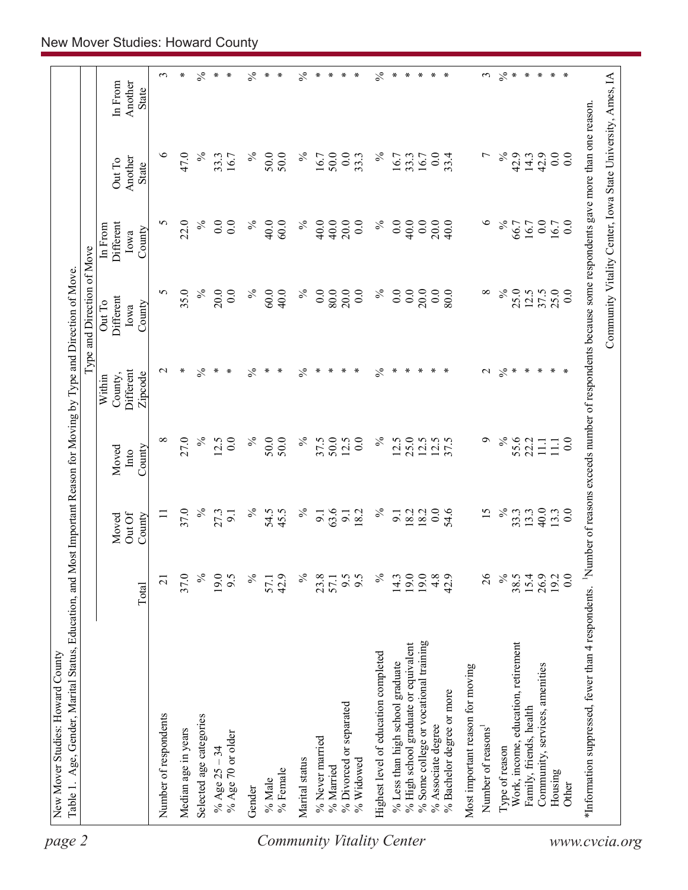New Mover Studies: Howard County

Table 1. Age, Gender, Marital Status, Education, and Most Important Reason for Moving by Type and Direction of Move.

| | | Type and Direction of Move | | | | | | |
|---|---|---|---|---|---|---|---|---|
| | Total | Moved Out Of County | Moved Into County | Within County, Different Zipcode | Out To Different Iowa County | In From Different Iowa County | Out To Another State | In From Another State |
| Number of respondents | 21 | 11 | 8 | 2 | 5 | 5 | 6 | 3 |
| Median age in years | 37.0 | 37.0 | 27.0 | * | 35.0 | 22.0 | 47.0 | * |
| Selected age categories | % | % | % | % | % | % | % | % |
| % Age 25 – 34 | 19.0 | 27.3 | 12.5 | * | 20.0 | 0.0 | 33.3 | * |
| % Age 70 or older | 9.5 | 9.1 | 0.0 | * | 0.0 | 0.0 | 16.7 | * |
| Gender | % | % | % | % | % | % | % | % |
| % Male | 57.1 | 54.5 | 50.0 | * | 60.0 | 40.0 | 50.0 | * |
| % Female | 42.9 | 45.5 | 50.0 | * | 40.0 | 60.0 | 50.0 | * |
| Marital status | % | % | % | % | % | % | % | % |
| % Never married | 23.8 | 9.1 | 37.5 | * | 0.0 | 40.0 | 16.7 | * |
| % Married | 57.1 | 63.6 | 50.0 | * | 80.0 | 40.0 | 50.0 | * |
| % Divorced or separated | 9.5 | 9.1 | 12.5 | * | 20.0 | 20.0 | 0.0 | * |
| % Widowed | 9.5 | 18.2 | 0.0 | * | 0.0 | 0.0 | 33.3 | * |
| Highest level of education completed | % | % | % | % | % | % | % | % |
| % Less than high school graduate | 14.3 | 9.1 | 12.5 | * | 0.0 | 0.0 | 16.7 | * |
| % High school graduate or equivalent | 19.0 | 18.2 | 25.0 | * | 0.0 | 40.0 | 33.3 | * |
| % Some college or vocational training | 19.0 | 18.2 | 12.5 | * | 20.0 | 0.0 | 16.7 | * |
| % Associate degree | 4.8 | 0.0 | 12.5 | * | 0.0 | 20.0 | 0.0 | * |
| % Bachelor degree or more | 42.9 | 54.6 | 37.5 | * | 80.0 | 40.0 | 33.4 | * |
| Most important reason for moving | | | | | | | | |
| Number of reasons[1] | 26 | 15 | 9 | 2 | 8 | 6 | 7 | 3 |
| Type of reason | % | % | % | % | % | % | % | % |
| Work, income, education, retirement | 38.5 | 33.3 | 55.6 | * | 25.0 | 66.7 | 42.9 | * |
| Family, friends, health | 15.4 | 13.3 | 22.2 | * | 12.5 | 16.7 | 14.3 | * |
| Community, services, amenities | 26.9 | 40.0 | 11.1 | * | 37.5 | 0.0 | 42.9 | * |
| Housing | 19.2 | 13.3 | 11.1 | * | 25.0 | 16.7 | 0.0 | * |
| Other | 0.0 | 0.0 | 0.0 | * | 0.0 | 0.0 | 0.0 | * |

*Information suppressed, fewer than 4 respondents. [1]Number of reasons exceeds number of respondents because some respondents gave more than one reason.

Community Vitality Center, Iowa State University, Ames, IA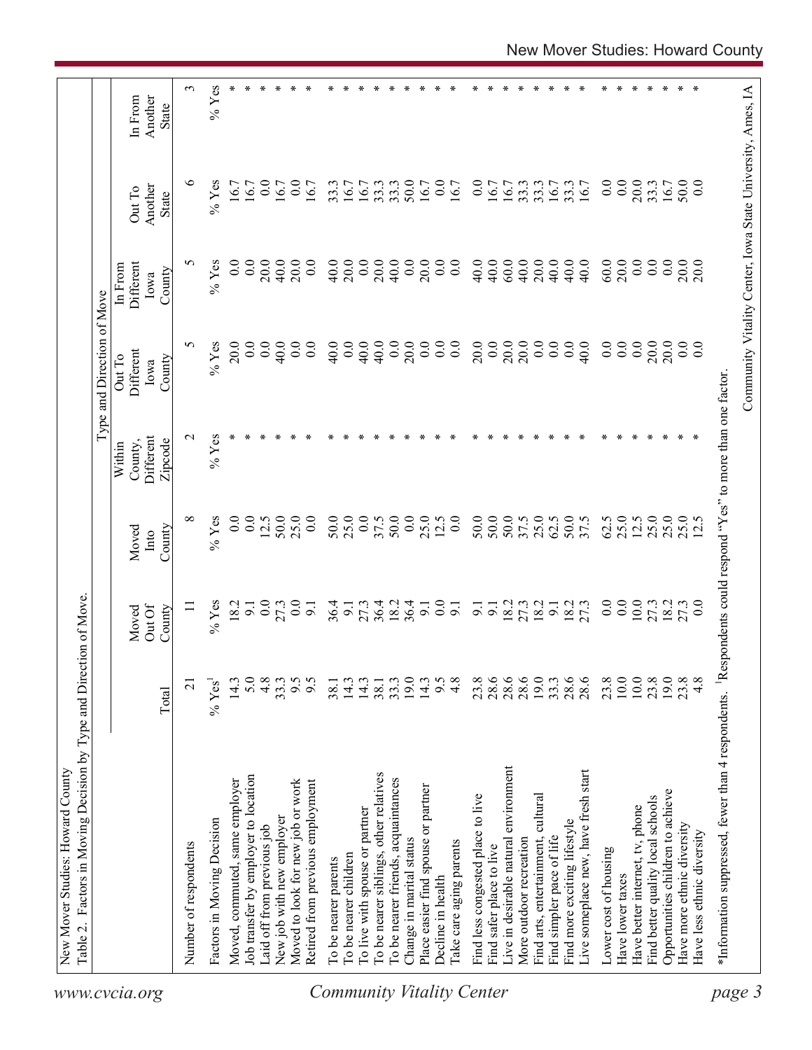New Mover Studies: Howard County

Table 2. Factors in Moving Decision by Type and Direction of Move.

| | | | | Type and Direction of Move | | | | | |
|---|---|---|---|---|---|---|---|---|---|
| | Total | Moved Out Of County | Moved Into County | Within County, Different Zipcode | Out To Different Iowa County | In From Different Iowa County | Out To Another State | In From Another State |
| Number of respondents | 21 | 11 | 8 | 2 | 5 | 5 | 6 | 3 |
| Factors in Moving Decision | % Yes[1] | % Yes | % Yes | % Yes | % Yes | % Yes | % Yes | % Yes |
| Moved, commuted, same employer | 14.3 | 18.2 | 0.0 | * | 20.0 | 0.0 | 16.7 | * |
| Job transfer by employer to location | 5.0 | 9.1 | 0.0 | * | 0.0 | 0.0 | 16.7 | * |
| Laid off from previous job | 4.8 | 0.0 | 12.5 | * | 0.0 | 20.0 | 0.0 | * |
| New job with new employer | 33.3 | 27.3 | 50.0 | * | 40.0 | 40.0 | 16.7 | * |
| Moved to look for new job or work | 9.5 | 0.0 | 25.0 | * | 0.0 | 20.0 | 0.0 | * |
| Retired from previous employment | 9.5 | 9.1 | 0.0 | * | 0.0 | 0.0 | 16.7 | * |
| To be nearer parents | 38.1 | 36.4 | 50.0 | * | 40.0 | 40.0 | 33.3 | * |
| To be nearer children | 14.3 | 9.1 | 25.0 | * | 0.0 | 20.0 | 16.7 | * |
| To live with spouse or partner | 14.3 | 27.3 | 0.0 | * | 40.0 | 0.0 | 16.7 | * |
| To be nearer siblings, other relatives | 38.1 | 36.4 | 37.5 | * | 40.0 | 20.0 | 33.3 | * |
| To be nearer friends, acquaintances | 33.3 | 18.2 | 50.0 | * | 0.0 | 40.0 | 33.3 | * |
| Change in marital status | 19.0 | 36.4 | 0.0 | * | 20.0 | 0.0 | 50.0 | * |
| Place easier find spouse or partner | 14.3 | 9.1 | 25.0 | * | 0.0 | 20.0 | 16.7 | * |
| Decline in health | 9.5 | 0.0 | 12.5 | * | 0.0 | 0.0 | 0.0 | * |
| Take care aging parents | 4.8 | 9.1 | 0.0 | * | 0.0 | 0.0 | 16.7 | * |
| Find less congested place to live | 23.8 | 9.1 | 50.0 | * | 20.0 | 40.0 | 0.0 | * |
| Find safer place to live | 28.6 | 9.1 | 50.0 | * | 0.0 | 40.0 | 16.7 | * |
| Live in desirable natural environment | 28.6 | 18.2 | 50.0 | * | 20.0 | 60.0 | 16.7 | * |
| More outdoor recreation | 28.6 | 27.3 | 37.5 | * | 20.0 | 40.0 | 33.3 | * |
| Find arts, entertainment, cultural | 19.0 | 18.2 | 25.0 | * | 0.0 | 20.0 | 33.3 | * |
| Find simpler pace of life | 33.3 | 9.1 | 62.5 | * | 0.0 | 40.0 | 16.7 | * |
| Find more exciting lifestyle | 28.6 | 18.2 | 50.0 | * | 0.0 | 40.0 | 33.3 | * |
| Live someplace new, have fresh start | 28.6 | 27.3 | 37.5 | * | 40.0 | 40.0 | 16.7 | * |
| Lower cost of housing | 23.8 | 0.0 | 62.5 | * | 0.0 | 60.0 | 0.0 | * |
| Have lower taxes | 10.0 | 0.0 | 25.0 | * | 0.0 | 20.0 | 0.0 | * |
| Have better internet, tv, phone | 10.0 | 10.0 | 12.5 | * | 0.0 | 0.0 | 20.0 | * |
| Find better quality local schools | 23.8 | 27.3 | 25.0 | * | 20.0 | 0.0 | 33.3 | * |
| Opportunities children to achieve | 19.0 | 18.2 | 25.0 | * | 20.0 | 0.0 | 16.7 | * |
| Have more ethnic diversity | 23.8 | 27.3 | 25.0 | * | 0.0 | 20.0 | 50.0 | * |
| Have less ethnic diversity | 4.8 | 0.0 | 12.5 | * | 0.0 | 20.0 | 0.0 | * |

*Information suppressed, fewer than 4 respondents. [1]Respondents could respond "Yes" to more than one factor.

Community Vitality Center, Iowa State University, Ames, IA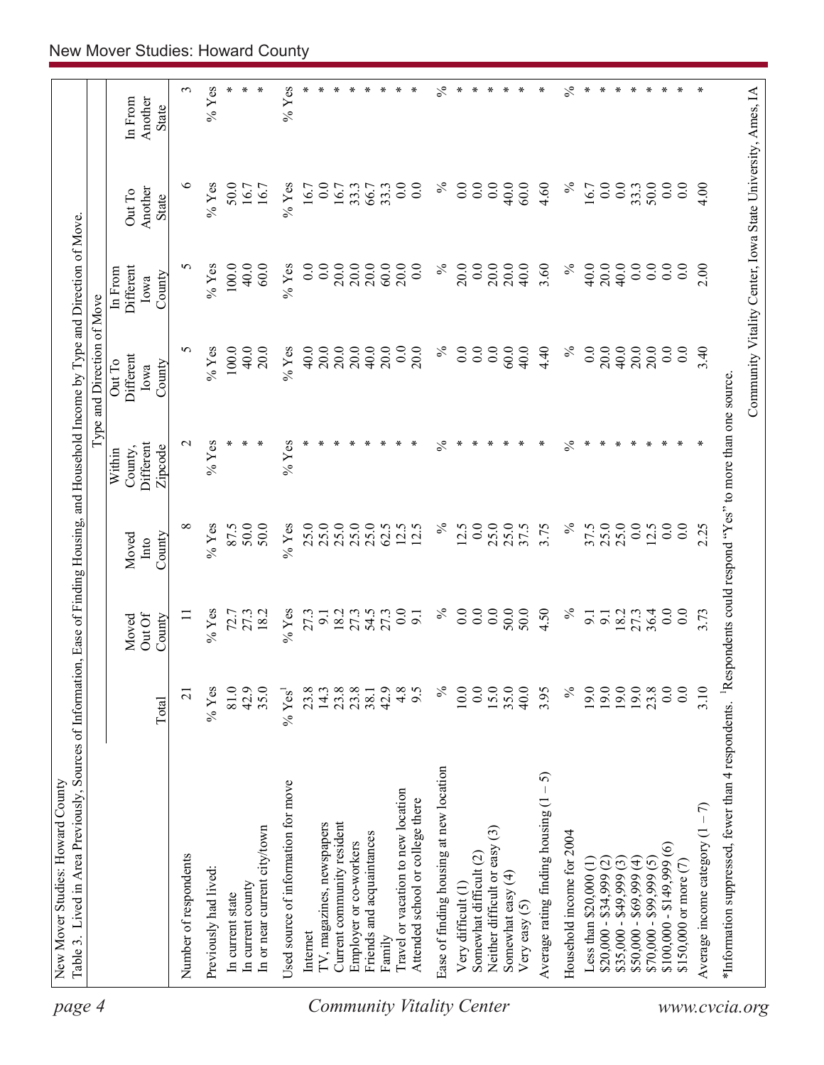New Mover Studies: Howard County

Table 3. Lived in Area Previously, Sources of Information, Ease of Finding Housing, and Household Income by Type and Direction of Move.

| | | Type and Direction of Move | | | | | | |
|---|---|---|---|---|---|---|---|---|
| | Total | Moved Out Of County | Moved Into County | Within County, Different Zipcode | Out To Different Iowa County | In From Different Iowa County | Out To Another State | In From Another State |
| Number of respondents | 21 | 11 | 8 | 2 | 5 | 5 | 6 | 3 |
| Previously had lived: | % Yes | % Yes | % Yes | % Yes | % Yes | % Yes | % Yes | % Yes |
| In current state | 81.0 | 72.7 | 87.5 | * | 100.0 | 100.0 | 50.0 | * |
| In current county | 42.9 | 27.3 | 50.0 | * | 40.0 | 40.0 | 16.7 | * |
| In or near current city/town | 35.0 | 18.2 | 50.0 | * | 20.0 | 60.0 | 16.7 | * |
| Used source of information for move | % Yes[1] | % Yes | % Yes | % Yes | % Yes | % Yes | % Yes | % Yes |
| Internet | 23.8 | 27.3 | 25.0 | * | 40.0 | 0.0 | 16.7 | * |
| TV, magazines, newspapers | 14.3 | 9.1 | 25.0 | * | 20.0 | 0.0 | 0.0 | * |
| Current community resident | 23.8 | 18.2 | 25.0 | * | 20.0 | 20.0 | 16.7 | * |
| Employer or co-workers | 23.8 | 27.3 | 25.0 | * | 20.0 | 20.0 | 33.3 | * |
| Friends and acquaintances | 38.1 | 54.5 | 25.0 | * | 40.0 | 20.0 | 66.7 | * |
| Family | 42.9 | 27.3 | 62.5 | * | 20.0 | 60.0 | 33.3 | * |
| Travel or vacation to new location | 4.8 | 0.0 | 12.5 | * | 0.0 | 20.0 | 0.0 | * |
| Attended school or college there | 9.5 | 9.1 | 12.5 | * | 20.0 | 0.0 | 0.0 | * |
| Ease of finding housing at new location | % | % | % | % | % | % | % | % |
| Very difficult (1) | 10.0 | 0.0 | 12.5 | * | 0.0 | 20.0 | 0.0 | * |
| Somewhat difficult (2) | 0.0 | 0.0 | 0.0 | * | 0.0 | 0.0 | 0.0 | * |
| Neither difficult or easy (3) | 15.0 | 0.0 | 25.0 | * | 0.0 | 20.0 | 0.0 | * |
| Somewhat easy (4) | 35.0 | 50.0 | 25.0 | * | 60.0 | 20.0 | 40.0 | * |
| Very easy (5) | 40.0 | 50.0 | 37.5 | * | 40.0 | 40.0 | 60.0 | * |
| Average rating finding housing (1 – 5) | 3.95 | 4.50 | 3.75 | * | 4.40 | 3.60 | 4.60 | * |
| Household income for 2004 | % | % | % | % | % | % | % | % |
| Less than $20,000 (1) | 19.0 | 9.1 | 37.5 | * | 0.0 | 40.0 | 16.7 | * |
| $20,000 - $34,999 (2) | 19.0 | 9.1 | 25.0 | * | 20.0 | 20.0 | 0.0 | * |
| $35,000 - $49,999 (3) | 19.0 | 18.2 | 25.0 | * | 40.0 | 40.0 | 0.0 | * |
| $50,000 - $69,999 (4) | 19.0 | 27.3 | 0.0 | * | 20.0 | 0.0 | 33.3 | * |
| $70,000 - $99,999 (5) | 23.8 | 36.4 | 12.5 | * | 20.0 | 0.0 | 50.0 | * |
| $100,000 - $149,999 (6) | 0.0 | 0.0 | 0.0 | * | 0.0 | 0.0 | 0.0 | * |
| $150,000 or more (7) | 0.0 | 0.0 | 0.0 | * | 0.0 | 0.0 | 0.0 | * |
| Average income category (1 – 7) | 3.10 | 3.73 | 2.25 | * | 3.40 | 2.00 | 4.00 | * |

*Information suppressed, fewer than 4 respondents. [1]Respondents could respond "Yes" to more than one source.

Community Vitality Center, Iowa State University, Ames, IA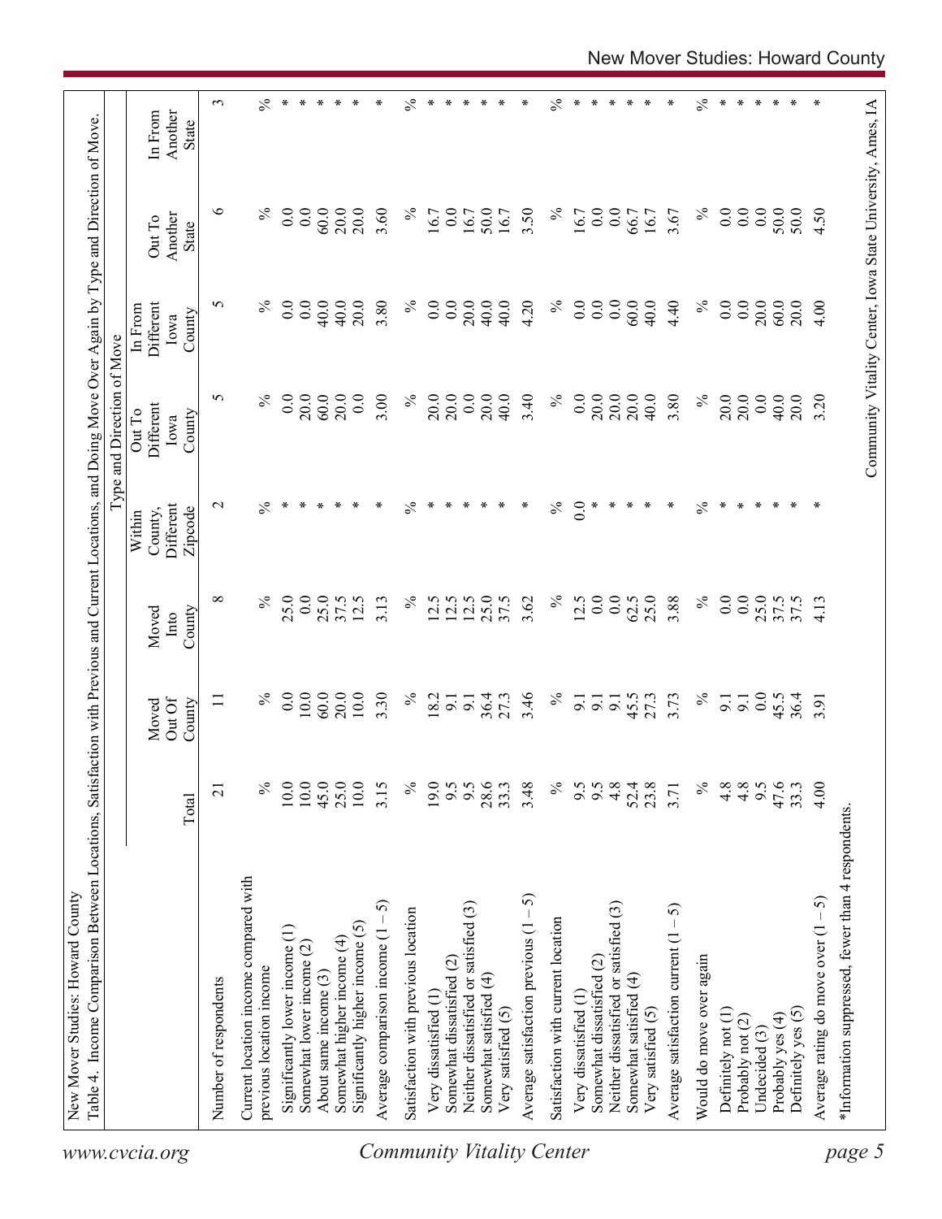New Mover Studies: Howard County

Table 4. Income Comparison Between Locations, Satisfaction with Previous and Current Locations, and Doing Move Over Again by Type and Direction of Move.

| | Total | Moved Out Of County | Moved Into County | Within County, Different Zipcode | Out To Different Iowa County | In From Different Iowa County | Out To Another State | In From Another State |
|---|---|---|---|---|---|---|---|---|
| | | | | Type and Direction of Move | | | | |
| Number of respondents | 21 | 11 | 8 | 2 | 5 | 5 | 6 | 3 |
| Current location income compared with previous location income | % | % | % | % | % | % | % | % |
| Significantly lower income (1) | 10.0 | 0.0 | 25.0 | * | 0.0 | 0.0 | 0.0 | * |
| Somewhat lower income (2) | 10.0 | 10.0 | 0.0 | * | 20.0 | 0.0 | 0.0 | * |
| About same income (3) | 45.0 | 60.0 | 25.0 | * | 60.0 | 40.0 | 60.0 | * |
| Somewhat higher income (4) | 25.0 | 20.0 | 37.5 | * | 20.0 | 40.0 | 20.0 | * |
| Significantly higher income (5) | 10.0 | 10.0 | 12.5 | * | 0.0 | 20.0 | 20.0 | * |
| Average comparison income (1 – 5) | 3.15 | 3.30 | 3.13 | * | 3.00 | 3.80 | 3.60 | * |
| Satisfaction with previous location | % | % | % | % | % | % | % | % |
| Very dissatisfied (1) | 19.0 | 18.2 | 12.5 | * | 20.0 | 0.0 | 16.7 | * |
| Somewhat dissatisfied (2) | 9.5 | 9.1 | 12.5 | * | 20.0 | 0.0 | 0.0 | * |
| Neither dissatisfied or satisfied (3) | 9.5 | 9.1 | 12.5 | * | 0.0 | 20.0 | 16.7 | * |
| Somewhat satisfied (4) | 28.6 | 36.4 | 25.0 | * | 20.0 | 40.0 | 50.0 | * |
| Very satisfied (5) | 33.3 | 27.3 | 37.5 | * | 40.0 | 40.0 | 16.7 | * |
| Average satisfaction previous (1 – 5) | 3.48 | 3.46 | 3.62 | * | 3.40 | 4.20 | 3.50 | * |
| Satisfaction with current location | % | % | % | % | % | % | % | % |
| Very dissatisfied (1) | 9.5 | 9.1 | 12.5 | 0.0 | 0.0 | 0.0 | 16.7 | * |
| Somewhat dissatisfied (2) | 9.5 | 9.1 | 0.0 | * | 20.0 | 0.0 | 0.0 | * |
| Neither dissatisfied or satisfied (3) | 4.8 | 9.1 | 0.0 | * | 20.0 | 0.0 | 0.0 | * |
| Somewhat satisfied (4) | 52.4 | 45.5 | 62.5 | * | 20.0 | 60.0 | 66.7 | * |
| Very satisfied (5) | 23.8 | 27.3 | 25.0 | * | 40.0 | 40.0 | 16.7 | * |
| Average satisfaction current (1 – 5) | 3.71 | 3.73 | 3.88 | * | 3.80 | 4.40 | 3.67 | * |
| Would do move over again | % | % | % | % | % | % | % | % |
| Definitely not (1) | 4.8 | 9.1 | 0.0 | * | 20.0 | 0.0 | 0.0 | * |
| Probably not (2) | 4.8 | 9.1 | 0.0 | * | 20.0 | 0.0 | 0.0 | * |
| Undecided (3) | 9.5 | 0.0 | 25.0 | * | 0.0 | 20.0 | 0.0 | * |
| Probably yes (4) | 47.6 | 45.5 | 37.5 | * | 40.0 | 60.0 | 50.0 | * |
| Definitely yes (5) | 33.3 | 36.4 | 37.5 | * | 20.0 | 20.0 | 50.0 | * |
| Average rating do move over (1 – 5) | 4.00 | 3.91 | 4.13 | * | 3.20 | 4.00 | 4.50 | * |

*Information suppressed, fewer than 4 respondents.

Community Vitality Center, Iowa State University, Ames, IA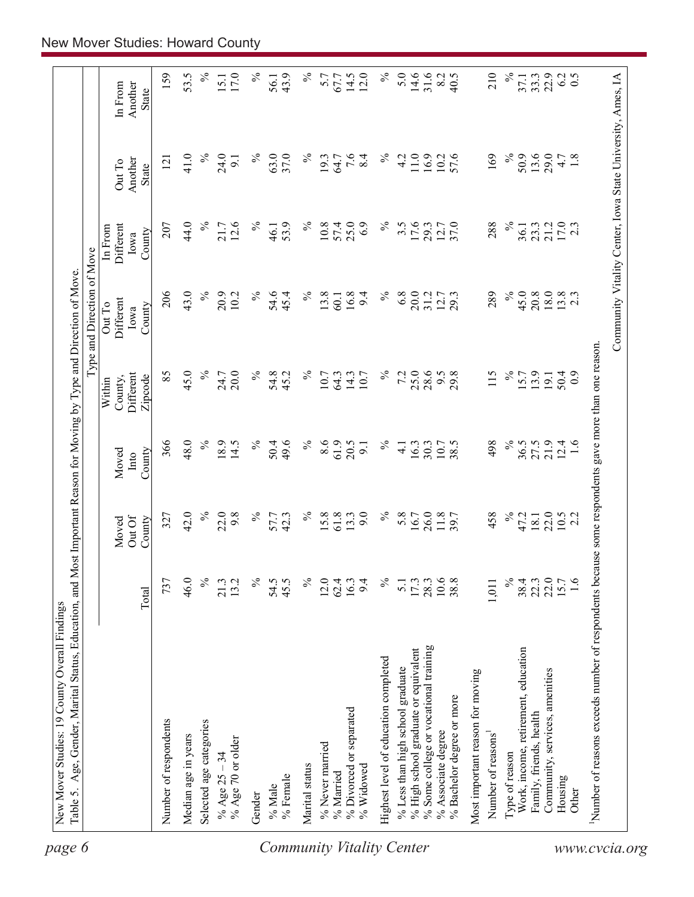New Mover Studies: 19 County Overall Findings

Table 5. Age, Gender, Marital Status, Education, and Most Important Reason for Moving by Type and Direction of Move.

| | Total | Moved Out Of County | Moved Into County | Type and Direction of Move: Within County, Different Zipcode | Out To Different Iowa County | In From Different Iowa County | Out To Another State | In From Another State |
|---|---|---|---|---|---|---|---|---|
| Number of respondents | 737 | 327 | 366 | 85 | 206 | 207 | 121 | 159 |
| Median age in years | 46.0 | 42.0 | 48.0 | 45.0 | 43.0 | 44.0 | 41.0 | 53.5 |
| Selected age categories | % | % | % | % | % | % | % | % |
| % Age 25 – 34 | 21.3 | 22.0 | 18.9 | 24.7 | 20.9 | 21.7 | 24.0 | 15.1 |
| % Age 70 or older | 13.2 | 9.8 | 14.5 | 20.0 | 10.2 | 12.6 | 9.1 | 17.0 |
| Gender | % | % | % | % | % | % | % | % |
| % Male | 54.5 | 57.7 | 50.4 | 54.8 | 54.6 | 46.1 | 63.0 | 56.1 |
| % Female | 45.5 | 42.3 | 49.6 | 45.2 | 45.4 | 53.9 | 37.0 | 43.9 |
| Marital status | % | % | % | % | % | % | % | % |
| % Never married | 12.0 | 15.8 | 8.6 | 10.7 | 13.8 | 10.8 | 19.3 | 5.7 |
| % Married | 62.4 | 61.8 | 61.9 | 64.3 | 60.1 | 57.4 | 64.7 | 67.7 |
| % Divorced or separated | 16.3 | 13.3 | 20.5 | 14.3 | 16.8 | 25.0 | 7.6 | 14.5 |
| % Widowed | 9.4 | 9.0 | 9.1 | 10.7 | 9.4 | 6.9 | 8.4 | 12.0 |
| Highest level of education completed | % | % | % | % | % | % | % | % |
| % Less than high school graduate | 5.1 | 5.8 | 4.1 | 7.2 | 6.8 | 3.5 | 4.2 | 5.0 |
| % High school graduate or equivalent | 17.3 | 16.7 | 16.3 | 25.0 | 20.0 | 17.6 | 11.0 | 14.6 |
| % Some college or vocational training | 28.3 | 26.0 | 30.3 | 28.6 | 31.2 | 29.3 | 16.9 | 31.6 |
| % Associate degree | 10.6 | 11.8 | 10.7 | 9.5 | 12.7 | 12.7 | 10.2 | 8.2 |
| % Bachelor degree or more | 38.8 | 39.7 | 38.5 | 29.8 | 29.3 | 37.0 | 57.6 | 40.5 |
| Most important reason for moving | | | | | | | | |
| Number of reasons[1] | 1,011 | 458 | 498 | 115 | 289 | 288 | 169 | 210 |
| Type of reason | % | % | % | % | % | % | % | % |
| Work, income, retirement, education | 38.4 | 47.2 | 36.5 | 15.7 | 45.0 | 36.1 | 50.9 | 37.1 |
| Family, friends, health | 22.3 | 18.1 | 27.5 | 13.9 | 20.8 | 23.3 | 13.6 | 33.3 |
| Community, services, amenities | 22.0 | 22.0 | 21.9 | 19.1 | 18.0 | 21.2 | 29.0 | 22.9 |
| Housing | 15.7 | 10.5 | 12.4 | 50.4 | 13.8 | 17.0 | 4.7 | 6.2 |
| Other | 1.6 | 2.2 | 1.6 | 0.9 | 2.3 | 2.3 | 1.8 | 0.5 |

[1]Number of reasons exceeds number of respondents because some respondents gave more than one reason.

Community Vitality Center, Iowa State University, Ames, IA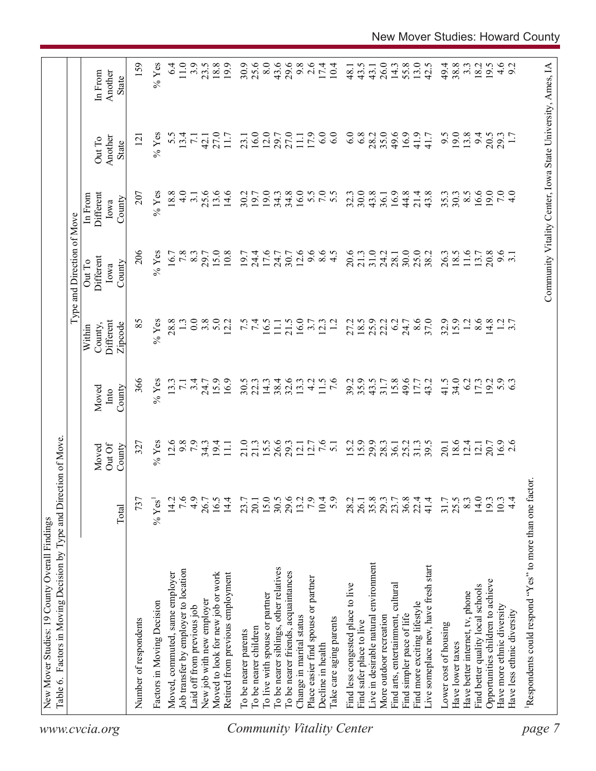New Mover Studies: 19 County Overall Findings

Table 6. Factors in Moving Decision by Type and Direction of Move.

| | Total | Moved Out Of County | Moved Into County | Type and Direction of Move: Within County, Different Zipcode | Out To Different Iowa County | In From Different Iowa County | Out To Another State | In From Another State |
|---|---|---|---|---|---|---|---|---|
| Number of respondents | 737 | 327 | 366 | 85 | 206 | 207 | 121 | 159 |
| Factors in Moving Decision | % Yes[1] | % Yes | % Yes | % Yes | % Yes | % Yes | % Yes | % Yes |
| Moved, commuted, same employer | 14.2 | 12.6 | 13.3 | 28.8 | 16.7 | 18.8 | 5.5 | 6.4 |
| Job transfer by employer to location | 7.6 | 9.8 | 7.1 | 1.3 | 7.8 | 4.0 | 13.4 | 11.0 |
| Laid off from previous job | 4.9 | 7.9 | 3.4 | 0.0 | 8.3 | 3.1 | 7.1 | 3.9 |
| New job with new employer | 26.7 | 34.3 | 24.7 | 3.8 | 29.7 | 25.6 | 42.1 | 23.5 |
| Moved to look for new job or work | 16.5 | 19.4 | 15.9 | 5.0 | 15.0 | 13.6 | 27.0 | 18.8 |
| Retired from previous employment | 14.4 | 11.1 | 16.9 | 12.2 | 10.8 | 14.6 | 11.7 | 19.9 |
| To be nearer parents | 23.7 | 21.0 | 30.5 | 7.5 | 19.7 | 30.2 | 23.1 | 30.9 |
| To be nearer children | 20.1 | 21.3 | 22.3 | 7.4 | 24.4 | 19.7 | 16.0 | 25.6 |
| To live with spouse or partner | 15.0 | 15.5 | 14.3 | 16.5 | 17.6 | 19.0 | 12.0 | 8.0 |
| To be nearer siblings, other relatives | 30.5 | 26.6 | 38.4 | 11.1 | 24.7 | 34.3 | 29.7 | 43.6 |
| To be nearer friends, acquaintances | 29.6 | 29.3 | 32.6 | 21.5 | 30.7 | 34.8 | 27.0 | 29.6 |
| Change in marital status | 13.2 | 12.1 | 13.3 | 16.0 | 12.6 | 16.0 | 11.1 | 9.8 |
| Place easier find spouse or partner | 7.9 | 12.7 | 4.2 | 3.7 | 9.6 | 5.5 | 17.9 | 2.6 |
| Decline in health | 10.4 | 7.6 | 11.5 | 12.3 | 8.6 | 7.0 | 6.0 | 17.4 |
| Take care aging parents | 5.9 | 5.1 | 7.6 | 1.2 | 4.5 | 5.5 | 6.0 | 10.4 |
| Find less congested place to live | 28.2 | 15.2 | 39.2 | 27.2 | 20.6 | 32.3 | 6.0 | 48.1 |
| Find safer place to live | 26.1 | 15.9 | 35.9 | 18.5 | 21.3 | 30.0 | 6.8 | 43.5 |
| Live in desirable natural environment | 35.8 | 29.9 | 43.5 | 25.9 | 31.0 | 43.8 | 28.2 | 43.1 |
| More outdoor recreation | 29.3 | 28.3 | 31.7 | 22.2 | 24.2 | 36.1 | 35.0 | 26.0 |
| Find arts, entertainment, cultural | 23.7 | 36.1 | 15.8 | 6.2 | 28.1 | 16.9 | 49.6 | 14.3 |
| Find simpler pace of life | 36.8 | 25.2 | 49.6 | 24.7 | 30.0 | 44.8 | 16.9 | 55.8 |
| Find more exciting lifestyle | 22.4 | 31.3 | 17.7 | 8.6 | 25.0 | 21.4 | 41.9 | 13.0 |
| Live someplace new, have fresh start | 41.4 | 39.5 | 43.2 | 37.0 | 38.2 | 43.8 | 41.7 | 42.5 |
| Lower cost of housing | 31.7 | 20.1 | 41.5 | 32.9 | 26.3 | 35.3 | 9.5 | 49.4 |
| Have lower taxes | 25.5 | 18.6 | 34.0 | 15.9 | 18.5 | 30.3 | 19.0 | 38.8 |
| Have better internet, tv, phone | 8.3 | 12.4 | 6.2 | 1.2 | 11.6 | 8.5 | 13.8 | 3.3 |
| Find better quality local schools | 14.0 | 12.1 | 17.3 | 8.6 | 13.7 | 16.6 | 9.4 | 18.2 |
| Opportunities children to achieve | 19.3 | 20.7 | 19.2 | 14.8 | 20.8 | 19.0 | 20.5 | 19.5 |
| Have more ethnic diversity | 10.3 | 16.9 | 5.9 | 1.2 | 9.6 | 7.0 | 29.3 | 4.6 |
| Have less ethnic diversity | 4.4 | 2.6 | 6.3 | 3.7 | 3.1 | 4.0 | 1.7 | 9.2 |

[1]Respondents could respond "Yes" to more than one factor.

Community Vitality Center, Iowa State University, Ames, IA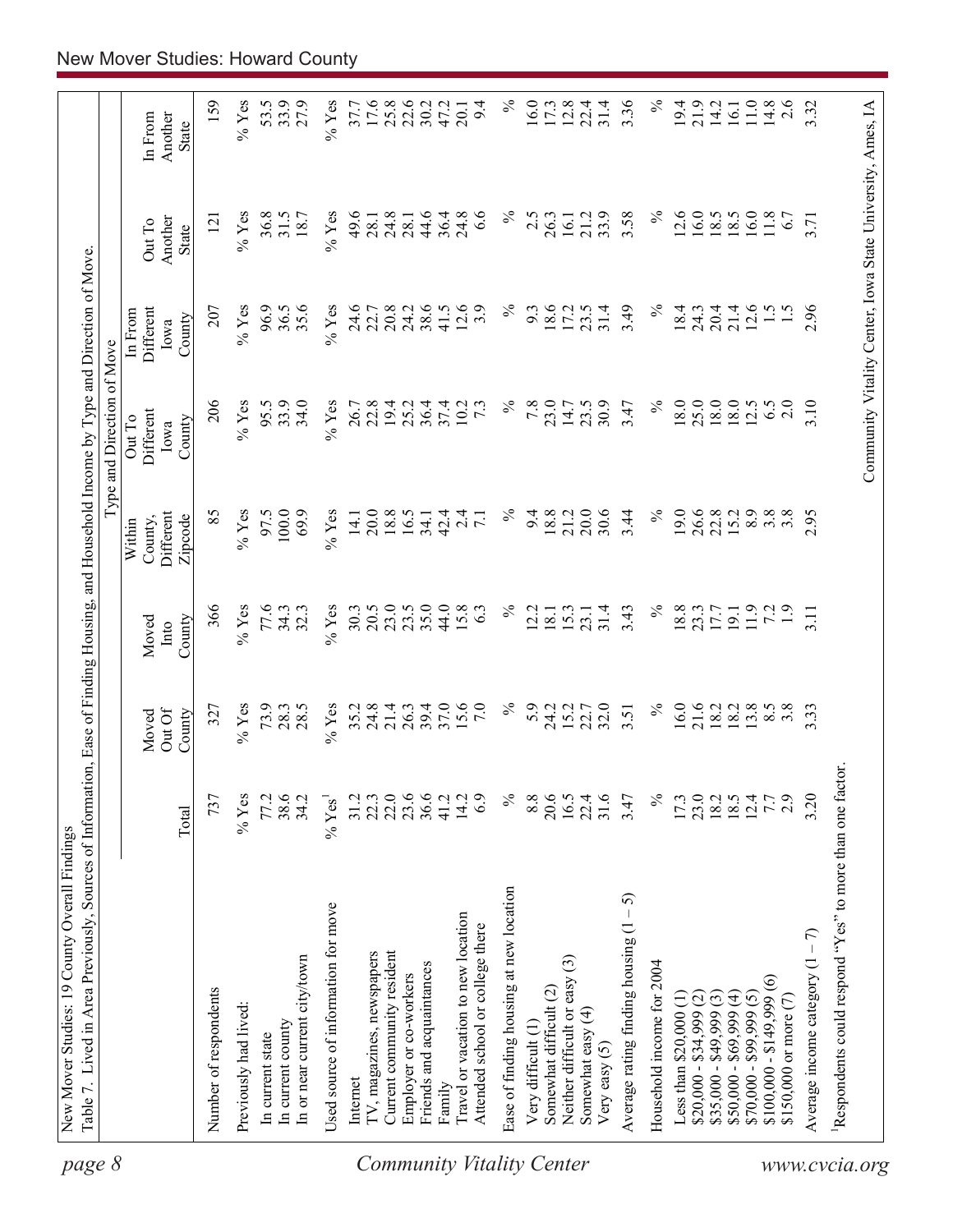New Mover Studies: 19 County Overall Findings

Table 7. Lived in Area Previously, Sources of Information, Ease of Finding Housing, and Household Income by Type and Direction of Move.

| | | | | Type and Direction of Move | | | | |
|---|---|---|---|---|---|---|---|---|
| | Total | Moved Out Of County | Moved Into County | Within County, Different Zipcode | Out To Different Iowa County | In From Different Iowa County | Out To Another State | In From Another State |
| Number of respondents | 737 | 327 | 366 | 85 | 206 | 207 | 121 | 159 |
| Previously had lived: | % Yes | % Yes | % Yes | % Yes | % Yes | % Yes | % Yes | % Yes |
| In current state | 77.2 | 73.9 | 77.6 | 97.5 | 95.5 | 96.9 | 36.8 | 53.5 |
| In current county | 38.6 | 28.3 | 34.3 | 100.0 | 33.9 | 36.5 | 31.5 | 33.9 |
| In or near current city/town | 34.2 | 28.5 | 32.3 | 69.9 | 34.0 | 35.6 | 18.7 | 27.9 |
| Used source of information for move | % Yes[1] | % Yes | % Yes | % Yes | % Yes | % Yes | % Yes | % Yes |
| Internet | 31.2 | 35.2 | 30.3 | 14.1 | 26.7 | 24.6 | 49.6 | 37.7 |
| TV, magazines, newspapers | 22.3 | 24.8 | 20.5 | 20.0 | 22.8 | 22.7 | 28.1 | 17.6 |
| Current community resident | 22.0 | 21.4 | 23.0 | 18.8 | 19.4 | 20.8 | 24.8 | 25.8 |
| Employer or co-workers | 23.6 | 26.3 | 23.5 | 16.5 | 25.2 | 24.2 | 28.1 | 22.6 |
| Friends and acquaintances | 36.6 | 39.4 | 35.0 | 34.1 | 36.4 | 38.6 | 44.6 | 30.2 |
| Family | 41.2 | 37.0 | 44.0 | 42.4 | 37.4 | 41.5 | 36.4 | 47.2 |
| Travel or vacation to new location | 14.2 | 15.6 | 15.8 | 2.4 | 10.2 | 12.6 | 24.8 | 20.1 |
| Attended school or college there | 6.9 | 7.0 | 6.3 | 7.1 | 7.3 | 3.9 | 6.6 | 9.4 |
| Ease of finding housing at new location | % | % | % | % | % | % | % | % |
| Very difficult (1) | 8.8 | 5.9 | 12.2 | 9.4 | 7.8 | 9.3 | 2.5 | 16.0 |
| Somewhat difficult (2) | 20.6 | 24.2 | 18.1 | 18.8 | 23.0 | 18.6 | 26.3 | 17.3 |
| Neither difficult or easy (3) | 16.5 | 15.2 | 15.3 | 21.2 | 14.7 | 17.2 | 16.1 | 12.8 |
| Somewhat easy (4) | 22.4 | 22.7 | 23.1 | 20.0 | 23.5 | 23.5 | 21.2 | 22.4 |
| Very easy (5) | 31.6 | 32.0 | 31.4 | 30.6 | 30.9 | 31.4 | 33.9 | 31.4 |
| Average rating finding housing (1 – 5) | 3.47 | 3.51 | 3.43 | 3.44 | 3.47 | 3.49 | 3.58 | 3.36 |
| Household income for 2004 | % | % | % | % | % | % | % | % |
| Less than $20,000 (1) | 17.3 | 16.0 | 18.8 | 19.0 | 18.0 | 18.4 | 12.6 | 19.4 |
| $20,000 - $34,999 (2) | 23.0 | 21.6 | 23.3 | 26.6 | 25.0 | 24.3 | 16.0 | 21.9 |
| $35,000 - $49,999 (3) | 18.2 | 18.2 | 17.7 | 22.8 | 18.0 | 20.4 | 18.5 | 14.2 |
| $50,000 - $69,999 (4) | 18.5 | 18.2 | 19.1 | 15.2 | 18.0 | 21.4 | 18.5 | 16.1 |
| $70,000 - $99,999 (5) | 12.4 | 13.8 | 11.9 | 8.9 | 12.5 | 12.6 | 16.0 | 11.0 |
| $100,000 - $149,999 (6) | 7.7 | 8.5 | 7.2 | 3.8 | 6.5 | 1.5 | 11.8 | 14.8 |
| $150,000 or more (7) | 2.9 | 3.8 | 1.9 | 3.8 | 2.0 | 1.5 | 6.7 | 2.6 |
| Average income category (1 – 7) | 3.20 | 3.33 | 3.11 | 2.95 | 3.10 | 2.96 | 3.71 | 3.32 |

[1]Respondents could respond "Yes" to more than one factor.

Community Vitality Center, Iowa State University, Ames, IA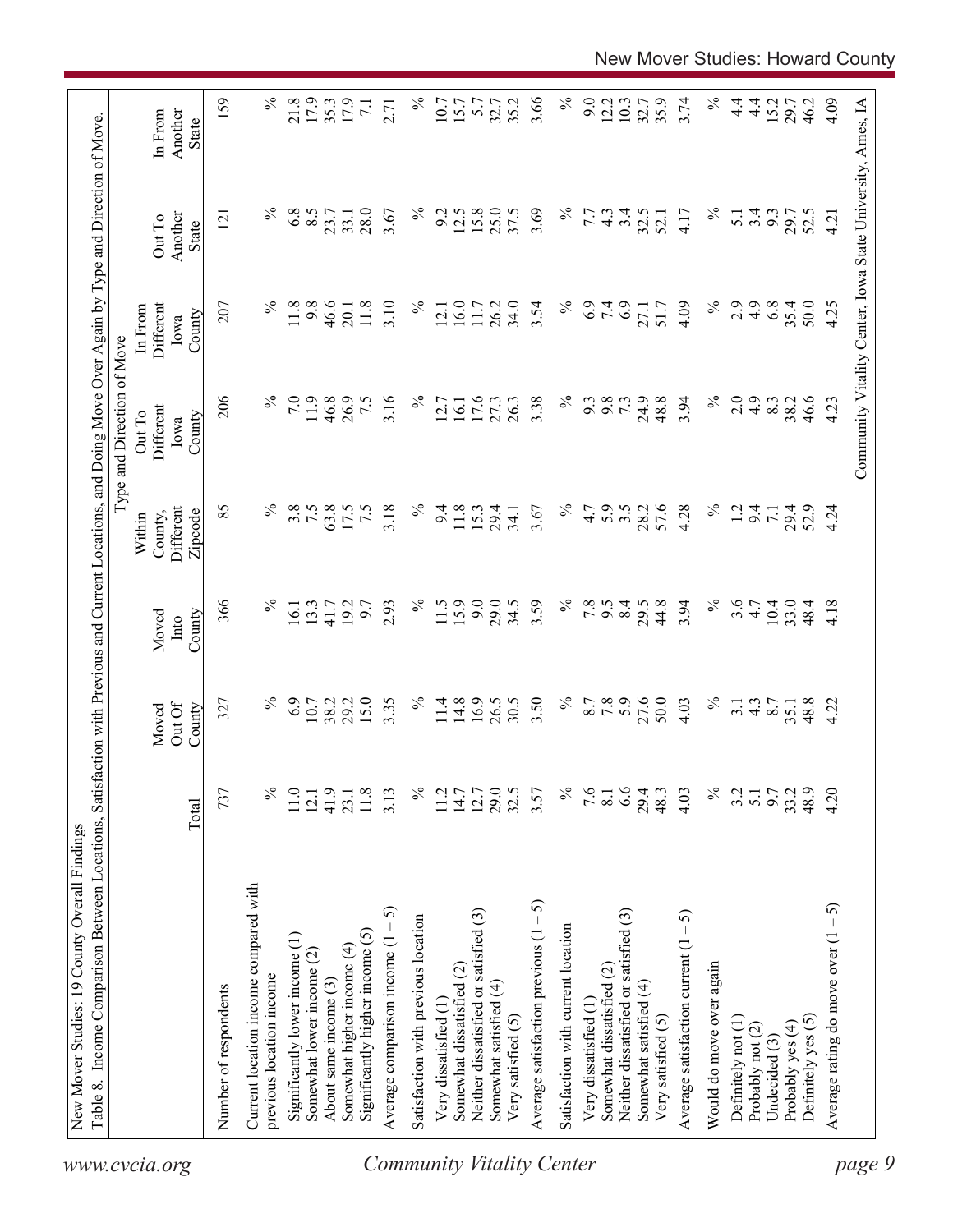New Mover Studies: 19 County Overall Findings

Table 8. Income Comparison Between Locations, Satisfaction with Previous and Current Locations, and Doing Move Over Again by Type and Direction of Move.

| | | Type and Direction of Move | | | | | | |
|---|---|---|---|---|---|---|---|---|
| | Total | Moved Out Of County | Moved Into County | Within County, Different Zipcode | Out To Different Iowa County | In From Different Iowa County | Out To Another State | In From Another State |
| Number of respondents | 737 | 327 | 366 | 85 | 206 | 207 | 121 | 159 |
| Current location income compared with previous location income | % | % | % | % | % | % | % | % |
| Significantly lower income (1) | 11.0 | 6.9 | 16.1 | 3.8 | 7.0 | 11.8 | 6.8 | 21.8 |
| Somewhat lower income (2) | 12.1 | 10.7 | 13.3 | 7.5 | 11.9 | 9.8 | 8.5 | 17.9 |
| About same income (3) | 41.9 | 38.2 | 41.7 | 63.8 | 46.8 | 46.6 | 23.7 | 35.3 |
| Somewhat higher income (4) | 23.1 | 29.2 | 19.2 | 17.5 | 26.9 | 20.1 | 33.1 | 17.9 |
| Significantly higher income (5) | 11.8 | 15.0 | 9.7 | 7.5 | 7.5 | 11.8 | 28.0 | 7.1 |
| Average comparison income (1 – 5) | 3.13 | 3.35 | 2.93 | 3.18 | 3.16 | 3.10 | 3.67 | 2.71 |
| Satisfaction with previous location | % | % | % | % | % | % | % | % |
| Very dissatisfied (1) | 11.2 | 11.4 | 11.5 | 9.4 | 12.7 | 12.1 | 9.2 | 10.7 |
| Somewhat dissatisfied (2) | 14.7 | 14.8 | 15.9 | 11.8 | 16.1 | 16.0 | 12.5 | 15.7 |
| Neither dissatisfied or satisfied (3) | 12.7 | 16.9 | 9.0 | 15.3 | 17.6 | 11.7 | 15.8 | 5.7 |
| Somewhat satisfied (4) | 29.0 | 26.5 | 29.0 | 29.4 | 27.3 | 26.2 | 25.0 | 32.7 |
| Very satisfied (5) | 32.5 | 30.5 | 34.5 | 34.1 | 26.3 | 34.0 | 37.5 | 35.2 |
| Average satisfaction previous (1 – 5) | 3.57 | 3.50 | 3.59 | 3.67 | 3.38 | 3.54 | 3.69 | 3.66 |
| Satisfaction with current location | % | % | % | % | % | % | % | % |
| Very dissatisfied (1) | 7.6 | 8.7 | 7.8 | 4.7 | 9.3 | 6.9 | 7.7 | 9.0 |
| Somewhat dissatisfied (2) | 8.1 | 7.8 | 9.5 | 5.9 | 9.8 | 7.4 | 4.3 | 12.2 |
| Neither dissatisfied or satisfied (3) | 6.6 | 5.9 | 8.4 | 3.5 | 7.3 | 6.9 | 3.4 | 10.3 |
| Somewhat satisfied (4) | 29.4 | 27.6 | 29.5 | 28.2 | 24.9 | 27.1 | 32.5 | 32.7 |
| Very satisfied (5) | 48.3 | 50.0 | 44.8 | 57.6 | 48.8 | 51.7 | 52.1 | 35.9 |
| Average satisfaction current (1 – 5) | 4.03 | 4.03 | 3.94 | 4.28 | 3.94 | 4.09 | 4.17 | 3.74 |
| Would do move over again | % | % | % | % | % | % | % | % |
| Definitely not (1) | 3.2 | 3.1 | 3.6 | 1.2 | 2.0 | 2.9 | 5.1 | 4.4 |
| Probably not (2) | 5.1 | 4.3 | 4.7 | 9.4 | 4.9 | 4.9 | 3.4 | 4.4 |
| Undecided (3) | 9.7 | 8.7 | 10.4 | 7.1 | 8.3 | 6.8 | 9.3 | 15.2 |
| Probably yes (4) | 33.2 | 35.1 | 33.0 | 29.4 | 38.2 | 35.4 | 29.7 | 29.7 |
| Definitely yes (5) | 48.9 | 48.8 | 48.4 | 52.9 | 46.6 | 50.0 | 52.5 | 46.2 |
| Average rating do move over (1 – 5) | 4.20 | 4.22 | 4.18 | 4.24 | 4.23 | 4.25 | 4.21 | 4.09 |

Community Vitality Center, Iowa State University, Ames, IA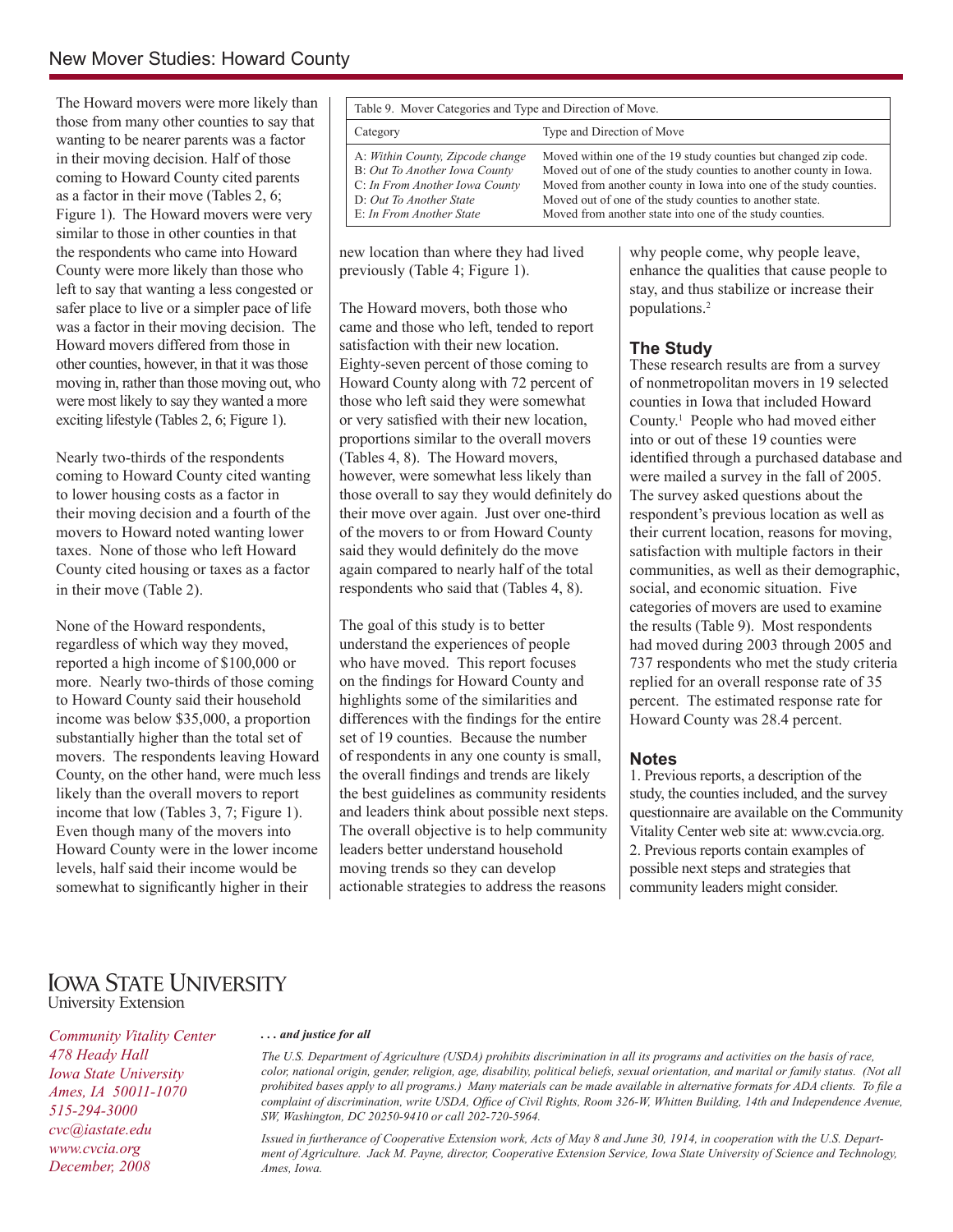The Howard movers were more likely than those from many other counties to say that wanting to be nearer parents was a factor in their moving decision. Half of those coming to Howard County cited parents as a factor in their move (Tables 2, 6; Figure 1). The Howard movers were very similar to those in other counties in that the respondents who came into Howard County were more likely than those who left to say that wanting a less congested or safer place to live or a simpler pace of life was a factor in their moving decision. The Howard movers differed from those in other counties, however, in that it was those moving in, rather than those moving out, who were most likely to say they wanted a more exciting lifestyle (Tables 2, 6; Figure 1).

Nearly two-thirds of the respondents coming to Howard County cited wanting to lower housing costs as a factor in their moving decision and a fourth of the movers to Howard noted wanting lower taxes. None of those who left Howard County cited housing or taxes as a factor in their move (Table 2).

None of the Howard respondents, regardless of which way they moved, reported a high income of $100,000 or more. Nearly two-thirds of those coming to Howard County said their household income was below $35,000, a proportion substantially higher than the total set of movers. The respondents leaving Howard County, on the other hand, were much less likely than the overall movers to report income that low (Tables 3, 7; Figure 1). Even though many of the movers into Howard County were in the lower income levels, half said their income would be somewhat to significantly higher in their new location than where they had lived previously (Table 4; Figure 1).

The Howard movers, both those who came and those who left, tended to report satisfaction with their new location. Eighty-seven percent of those coming to Howard County along with 72 percent of those who left said they were somewhat or very satisfied with their new location, proportions similar to the overall movers (Tables 4, 8). The Howard movers, however, were somewhat less likely than those overall to say they would definitely do their move over again. Just over one-third of the movers to or from Howard County said they would definitely do the move again compared to nearly half of the total respondents who said that (Tables 4, 8).

The goal of this study is to better understand the experiences of people who have moved. This report focuses on the findings for Howard County and highlights some of the similarities and differences with the findings for the entire set of 19 counties. Because the number of respondents in any one county is small, the overall findings and trends are likely the best guidelines as community residents and leaders think about possible next steps. The overall objective is to help community leaders better understand household moving trends so they can develop actionable strategies to address the reasons why people come, why people leave, enhance the qualities that cause people to stay, and thus stabilize or increase their populations.[2]

Table 9. Mover Categories and Type and Direction of Move.

| Category | Type and Direction of Move |
|---|---|
| A: *Within County, Zipcode change* | Moved within one of the 19 study counties but changed zip code. |
| B: *Out To Another Iowa County* | Moved out of one of the study counties to another county in Iowa. |
| C: *In From Another Iowa County* | Moved from another county in Iowa into one of the study counties. |
| D: *Out To Another State* | Moved out of one of the study counties to another state. |
| E: *In From Another State* | Moved from another state into one of the study counties. |

## The Study

These research results are from a survey of nonmetropolitan movers in 19 selected counties in Iowa that included Howard County.[1] People who had moved either into or out of these 19 counties were identified through a purchased database and were mailed a survey in the fall of 2005. The survey asked questions about the respondent's previous location as well as their current location, reasons for moving, satisfaction with multiple factors in their communities, as well as their demographic, social, and economic situation. Five categories of movers are used to examine the results (Table 9). Most respondents had moved during 2003 through 2005 and 737 respondents who met the study criteria replied for an overall response rate of 35 percent. The estimated response rate for Howard County was 28.4 percent.

## Notes

1. Previous reports, a description of the study, the counties included, and the survey questionnaire are available on the Community Vitality Center web site at: www.cvcia.org.
2. Previous reports contain examples of possible next steps and strategies that community leaders might consider.

IOWA STATE UNIVERSITY
University Extension

*Community Vitality Center*
*478 Heady Hall*
*Iowa State University*
*Ames, IA 50011-1070*
*515-294-3000*
*cvc@iastate.edu*
*www.cvcia.org*
*December, 2008*

***. . . and justice for all***

*The U.S. Department of Agriculture (USDA) prohibits discrimination in all its programs and activities on the basis of race, color, national origin, gender, religion, age, disability, political beliefs, sexual orientation, and marital or family status. (Not all prohibited bases apply to all programs.) Many materials can be made available in alternative formats for ADA clients. To file a complaint of discrimination, write USDA, Office of Civil Rights, Room 326-W, Whitten Building, 14th and Independence Avenue, SW, Washington, DC 20250-9410 or call 202-720-5964.*

*Issued in furtherance of Cooperative Extension work, Acts of May 8 and June 30, 1914, in cooperation with the U.S. Department of Agriculture. Jack M. Payne, director, Cooperative Extension Service, Iowa State University of Science and Technology, Ames, Iowa.*